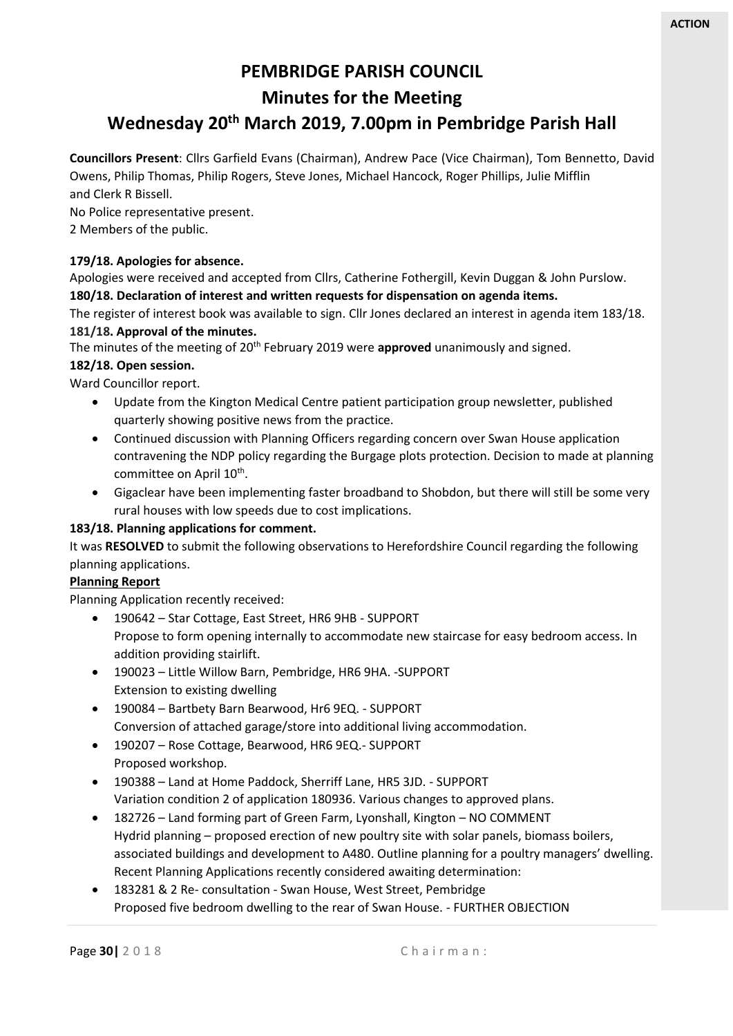**ACTION**

# PEMBRIDGE PARISH COUNCIL

## Minutes for the Meeting

## Wednesday 20th March 2019, 7.00pm in Pembridge Parish Hall

**Councillors Present**: Cllrs Garfield Evans (Chairman), Andrew Pace (Vice Chairman), Tom Bennetto, David Owens, Philip Thomas, Philip Rogers, Steve Jones, Michael Hancock, Roger Phillips, Julie Mifflin and Clerk R Bissell.

No Police representative present.

2 Members of the public.

**179/18. Apologies for absence.**

Apologies were received and accepted from Cllrs, Catherine Fothergill, Kevin Duggan & John Purslow.

**180/18. Declaration of interest and written requests for dispensation on agenda items.**

The register of interest book was available to sign. Cllr Jones declared an interest in agenda item 183/18.

**181/18. Approval of the minutes.**

The minutes of the meeting of 20th February 2019 were **approved** unanimously and signed.

**182/18. Open session.**

Ward Councillor report.

- Update from the Kington Medical Centre patient participation group newsletter, published quarterly showing positive news from the practice.
- Continued discussion with Planning Officers regarding concern over Swan House application contravening the NDP policy regarding the Burgage plots protection. Decision to made at planning committee on April 10th.
- Gigaclear have been implementing faster broadband to Shobdon, but there will still be some very rural houses with low speeds due to cost implications.

**183/18. Planning applications for comment.**

It was **RESOLVED** to submit the following observations to Herefordshire Council regarding the following planning applications.

**Planning Report**

Planning Application recently received:

- 190642 – Star Cottage, East Street, HR6 9HB - SUPPORT
  Propose to form opening internally to accommodate new staircase for easy bedroom access. In addition providing stairlift.
- 190023 – Little Willow Barn, Pembridge, HR6 9HA. -SUPPORT
  Extension to existing dwelling
- 190084 – Bartbety Barn Bearwood, Hr6 9EQ. - SUPPORT
  Conversion of attached garage/store into additional living accommodation.
- 190207 – Rose Cottage, Bearwood, HR6 9EQ.- SUPPORT
  Proposed workshop.
- 190388 – Land at Home Paddock, Sherriff Lane, HR5 3JD. - SUPPORT
  Variation condition 2 of application 180936. Various changes to approved plans.
- 182726 – Land forming part of Green Farm, Lyonshall, Kington – NO COMMENT
  Hydrid planning – proposed erection of new poultry site with solar panels, biomass boilers, associated buildings and development to A480. Outline planning for a poultry managers' dwelling.
  Recent Planning Applications recently considered awaiting determination:
- 183281 & 2 Re- consultation - Swan House, West Street, Pembridge
  Proposed five bedroom dwelling to the rear of Swan House. - FURTHER OBJECTION

Chairman: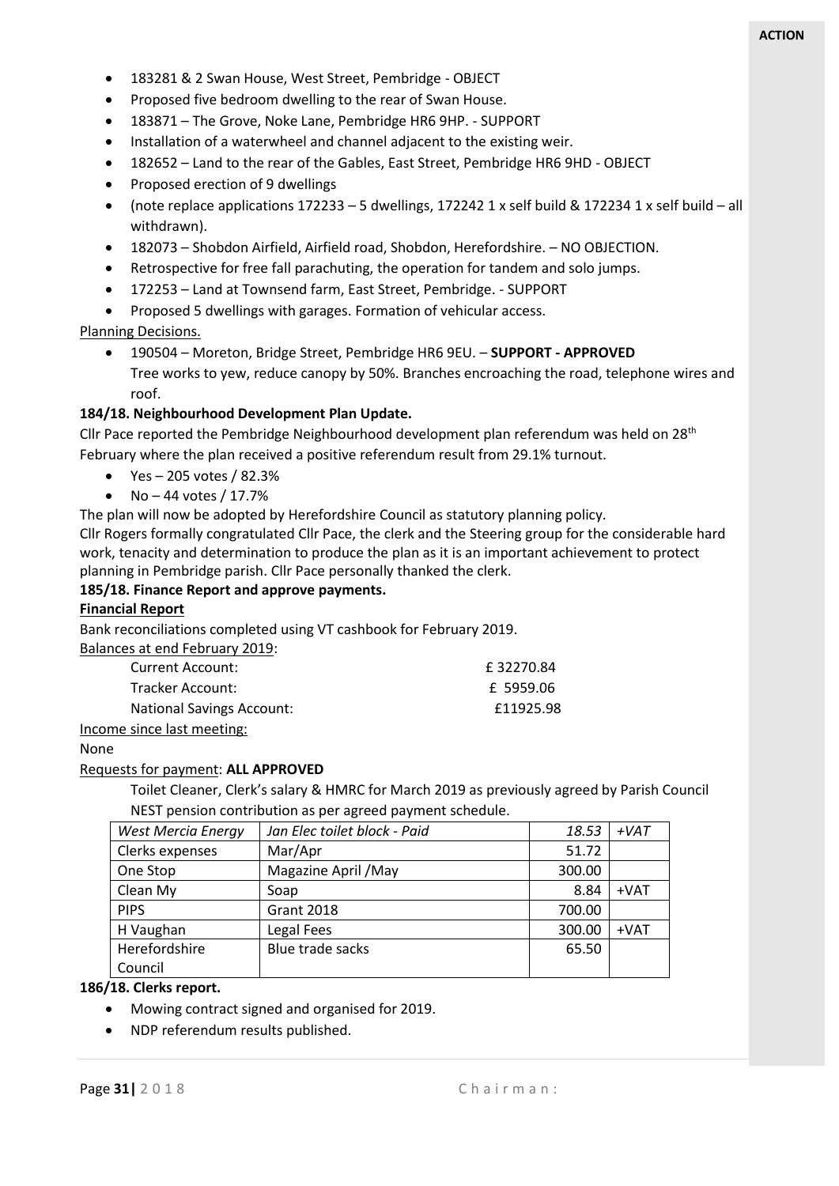- 183281 & 2 Swan House, West Street, Pembridge - OBJECT
- Proposed five bedroom dwelling to the rear of Swan House.
- 183871 – The Grove, Noke Lane, Pembridge HR6 9HP. - SUPPORT
- Installation of a waterwheel and channel adjacent to the existing weir.
- 182652 – Land to the rear of the Gables, East Street, Pembridge HR6 9HD - OBJECT
- Proposed erection of 9 dwellings
- (note replace applications 172233 – 5 dwellings, 172242 1 x self build & 172234 1 x self build – all withdrawn).
- 182073 – Shobdon Airfield, Airfield road, Shobdon, Herefordshire. – NO OBJECTION.
- Retrospective for free fall parachuting, the operation for tandem and solo jumps.
- 172253 – Land at Townsend farm, East Street, Pembridge. - SUPPORT
- Proposed 5 dwellings with garages. Formation of vehicular access.

Planning Decisions.

- 190504 – Moreton, Bridge Street, Pembridge HR6 9EU. – **SUPPORT - APPROVED**
  Tree works to yew, reduce canopy by 50%. Branches encroaching the road, telephone wires and roof.

**184/18. Neighbourhood Development Plan Update.**

Cllr Pace reported the Pembridge Neighbourhood development plan referendum was held on 28th February where the plan received a positive referendum result from 29.1% turnout.

- Yes – 205 votes / 82.3%
- No – 44 votes / 17.7%

The plan will now be adopted by Herefordshire Council as statutory planning policy.

Cllr Rogers formally congratulated Cllr Pace, the clerk and the Steering group for the considerable hard work, tenacity and determination to produce the plan as it is an important achievement to protect planning in Pembridge parish. Cllr Pace personally thanked the clerk.

**185/18. Finance Report and approve payments.**

**Financial Report**

Bank reconciliations completed using VT cashbook for February 2019.

Balances at end February 2019:

| | |
|---|---|
| Current Account: | £ 32270.84 |
| Tracker Account: | £ 5959.06 |
| National Savings Account: | £11925.98 |

Income since last meeting:

None

Requests for payment: **ALL APPROVED**

Toilet Cleaner, Clerk's salary & HMRC for March 2019 as previously agreed by Parish Council

NEST pension contribution as per agreed payment schedule.

| | | | |
|---|---|---|---|
| *West Mercia Energy* | *Jan Elec toilet block - Paid* | *18.53* | *+VAT* |
| Clerks expenses | Mar/Apr | 51.72 | |
| One Stop | Magazine April /May | 300.00 | |
| Clean My | Soap | 8.84 | +VAT |
| PIPS | Grant 2018 | 700.00 | |
| H Vaughan | Legal Fees | 300.00 | +VAT |
| Herefordshire Council | Blue trade sacks | 65.50 | |

**186/18. Clerks report.**

- Mowing contract signed and organised for 2019.
- NDP referendum results published.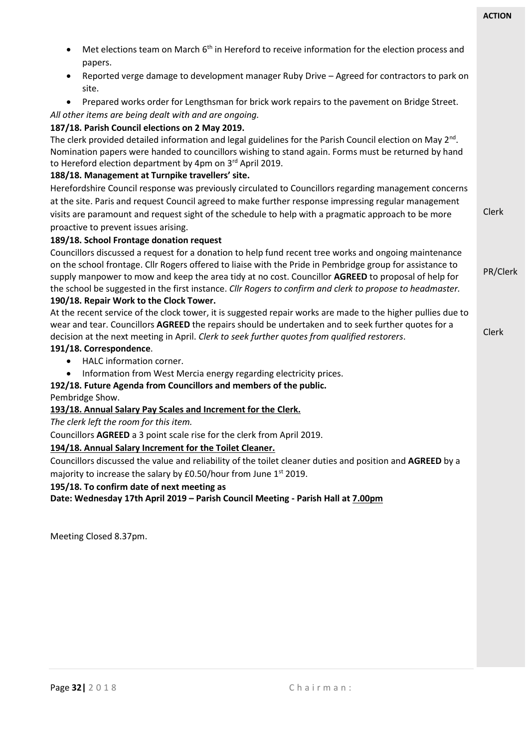- Met elections team on March 6th in Hereford to receive information for the election process and papers.
- Reported verge damage to development manager Ruby Drive – Agreed for contractors to park on site.
- Prepared works order for Lengthsman for brick work repairs to the pavement on Bridge Street.

*All other items are being dealt with and are ongoing.*

**187/18. Parish Council elections on 2 May 2019.**

The clerk provided detailed information and legal guidelines for the Parish Council election on May 2nd. Nomination papers were handed to councillors wishing to stand again. Forms must be returned by hand to Hereford election department by 4pm on 3rd April 2019.

**188/18. Management at Turnpike travellers' site.**

Herefordshire Council response was previously circulated to Councillors regarding management concerns at the site. Paris and request Council agreed to make further response impressing regular management visits are paramount and request sight of the schedule to help with a pragmatic approach to be more proactive to prevent issues arising. **ACTION: Clerk**

**189/18. School Frontage donation request**

Councillors discussed a request for a donation to help fund recent tree works and ongoing maintenance on the school frontage. Cllr Rogers offered to liaise with the Pride in Pembridge group for assistance to supply manpower to mow and keep the area tidy at no cost. Councillor **AGREED** to proposal of help for the school be suggested in the first instance. *Cllr Rogers to confirm and clerk to propose to headmaster.* **ACTION: PR/Clerk**

**190/18. Repair Work to the Clock Tower.**

At the recent service of the clock tower, it is suggested repair works are made to the higher pullies due to wear and tear. Councillors **AGREED** the repairs should be undertaken and to seek further quotes for a decision at the next meeting in April. *Clerk to seek further quotes from qualified restorers*. **ACTION: Clerk**

**191/18. Correspondence**.

- HALC information corner.
- Information from West Mercia energy regarding electricity prices.

**192/18. Future Agenda from Councillors and members of the public.**

Pembridge Show.

**193/18. Annual Salary Pay Scales and Increment for the Clerk.**

*The clerk left the room for this item.*

Councillors **AGREED** a 3 point scale rise for the clerk from April 2019.

**194/18. Annual Salary Increment for the Toilet Cleaner.**

Councillors discussed the value and reliability of the toilet cleaner duties and position and **AGREED** by a majority to increase the salary by £0.50/hour from June 1st 2019.

**195/18. To confirm date of next meeting as**

**Date: Wednesday 17th April 2019 – Parish Council Meeting - Parish Hall at 7.00pm**

Meeting Closed 8.37pm.

Chairman: